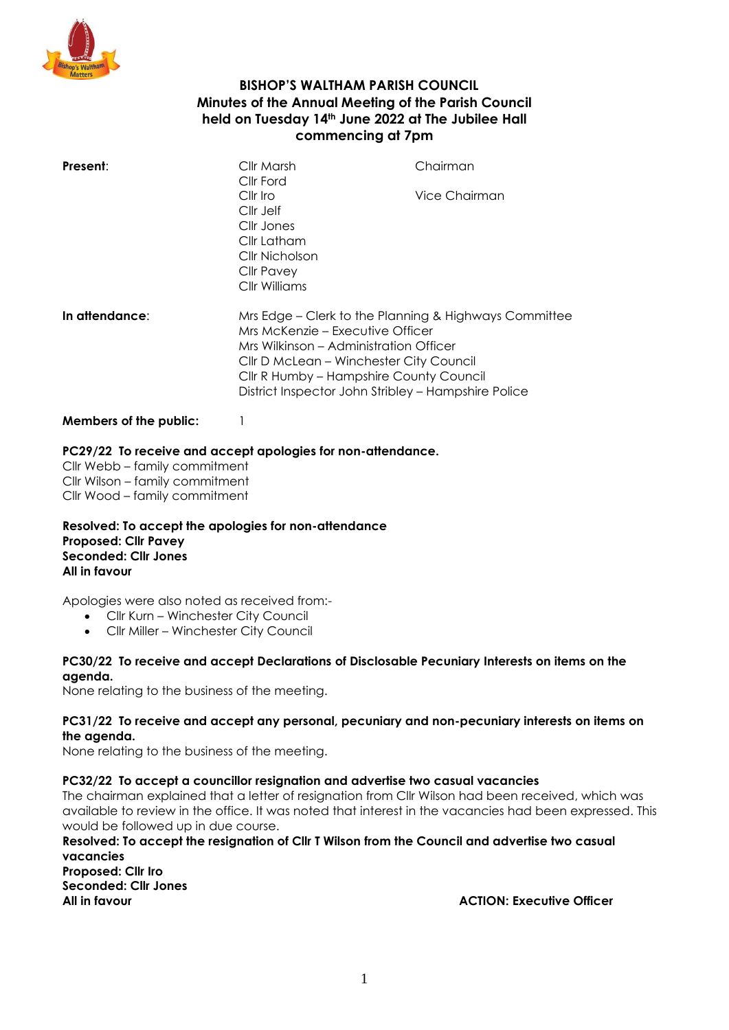# BISHOP'S WALTHAM PARISH COUNCIL

## Minutes of the Annual Meeting of the Parish Council held on Tuesday 14th June 2022 at The Jubilee Hall commencing at 7pm

| **Present**: | Cllr Marsh | Chairman |
|---|---|---|
| | Cllr Ford | |
| | Cllr Iro | Vice Chairman |
| | Cllr Jelf | |
| | Cllr Jones | |
| | Cllr Latham | |
| | Cllr Nicholson | |
| | Cllr Pavey | |
| | Cllr Williams | |

**In attendance**:
Mrs Edge – Clerk to the Planning & Highways Committee
Mrs McKenzie – Executive Officer
Mrs Wilkinson – Administration Officer
Cllr D McLean – Winchester City Council
Cllr R Humby – Hampshire County Council
District Inspector John Stribley – Hampshire Police

**Members of the public:** 1

**PC29/22 To receive and accept apologies for non-attendance.**

Cllr Webb – family commitment
Cllr Wilson – family commitment
Cllr Wood – family commitment

**Resolved: To accept the apologies for non-attendance**
**Proposed: Cllr Pavey**
**Seconded: Cllr Jones**
**All in favour**

Apologies were also noted as received from:-

- Cllr Kurn – Winchester City Council
- Cllr Miller – Winchester City Council

**PC30/22 To receive and accept Declarations of Disclosable Pecuniary Interests on items on the agenda.**

None relating to the business of the meeting.

**PC31/22 To receive and accept any personal, pecuniary and non-pecuniary interests on items on the agenda.**

None relating to the business of the meeting.

**PC32/22 To accept a councillor resignation and advertise two casual vacancies**

The chairman explained that a letter of resignation from Cllr Wilson had been received, which was available to review in the office. It was noted that interest in the vacancies had been expressed. This would be followed up in due course.

**Resolved: To accept the resignation of Cllr T Wilson from the Council and advertise two casual vacancies**
**Proposed: Cllr Iro**
**Seconded: Cllr Jones**
**All in favour**

**ACTION: Executive Officer**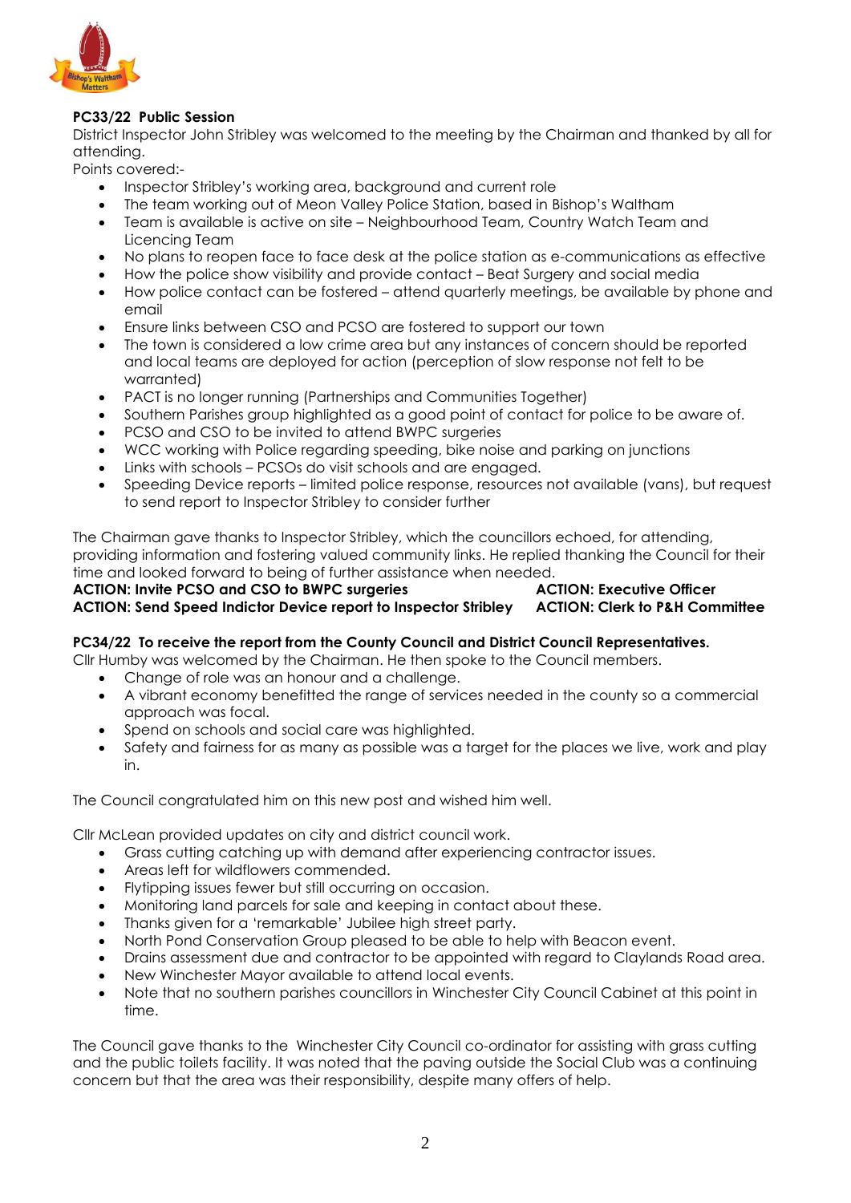**PC33/22 Public Session**

District Inspector John Stribley was welcomed to the meeting by the Chairman and thanked by all for attending.

Points covered:-

- Inspector Stribley's working area, background and current role
- The team working out of Meon Valley Police Station, based in Bishop's Waltham
- Team is available is active on site – Neighbourhood Team, Country Watch Team and Licencing Team
- No plans to reopen face to face desk at the police station as e-communications as effective
- How the police show visibility and provide contact – Beat Surgery and social media
- How police contact can be fostered – attend quarterly meetings, be available by phone and email
- Ensure links between CSO and PCSO are fostered to support our town
- The town is considered a low crime area but any instances of concern should be reported and local teams are deployed for action (perception of slow response not felt to be warranted)
- PACT is no longer running (Partnerships and Communities Together)
- Southern Parishes group highlighted as a good point of contact for police to be aware of.
- PCSO and CSO to be invited to attend BWPC surgeries
- WCC working with Police regarding speeding, bike noise and parking on junctions
- Links with schools – PCSOs do visit schools and are engaged.
- Speeding Device reports – limited police response, resources not available (vans), but request to send report to Inspector Stribley to consider further

The Chairman gave thanks to Inspector Stribley, which the councillors echoed, for attending, providing information and fostering valued community links. He replied thanking the Council for their time and looked forward to being of further assistance when needed.

**ACTION: Invite PCSO and CSO to BWPC surgeries** — **ACTION: Executive Officer**

**ACTION: Send Speed Indictor Device report to Inspector Stribley** — **ACTION: Clerk to P&H Committee**

**PC34/22 To receive the report from the County Council and District Council Representatives.**

Cllr Humby was welcomed by the Chairman. He then spoke to the Council members.

- Change of role was an honour and a challenge.
- A vibrant economy benefitted the range of services needed in the county so a commercial approach was focal.
- Spend on schools and social care was highlighted.
- Safety and fairness for as many as possible was a target for the places we live, work and play in.

The Council congratulated him on this new post and wished him well.

Cllr McLean provided updates on city and district council work.

- Grass cutting catching up with demand after experiencing contractor issues.
- Areas left for wildflowers commended.
- Flytipping issues fewer but still occurring on occasion.
- Monitoring land parcels for sale and keeping in contact about these.
- Thanks given for a 'remarkable' Jubilee high street party.
- North Pond Conservation Group pleased to be able to help with Beacon event.
- Drains assessment due and contractor to be appointed with regard to Claylands Road area.
- New Winchester Mayor available to attend local events.
- Note that no southern parishes councillors in Winchester City Council Cabinet at this point in time.

The Council gave thanks to the Winchester City Council co-ordinator for assisting with grass cutting and the public toilets facility. It was noted that the paving outside the Social Club was a continuing concern but that the area was their responsibility, despite many offers of help.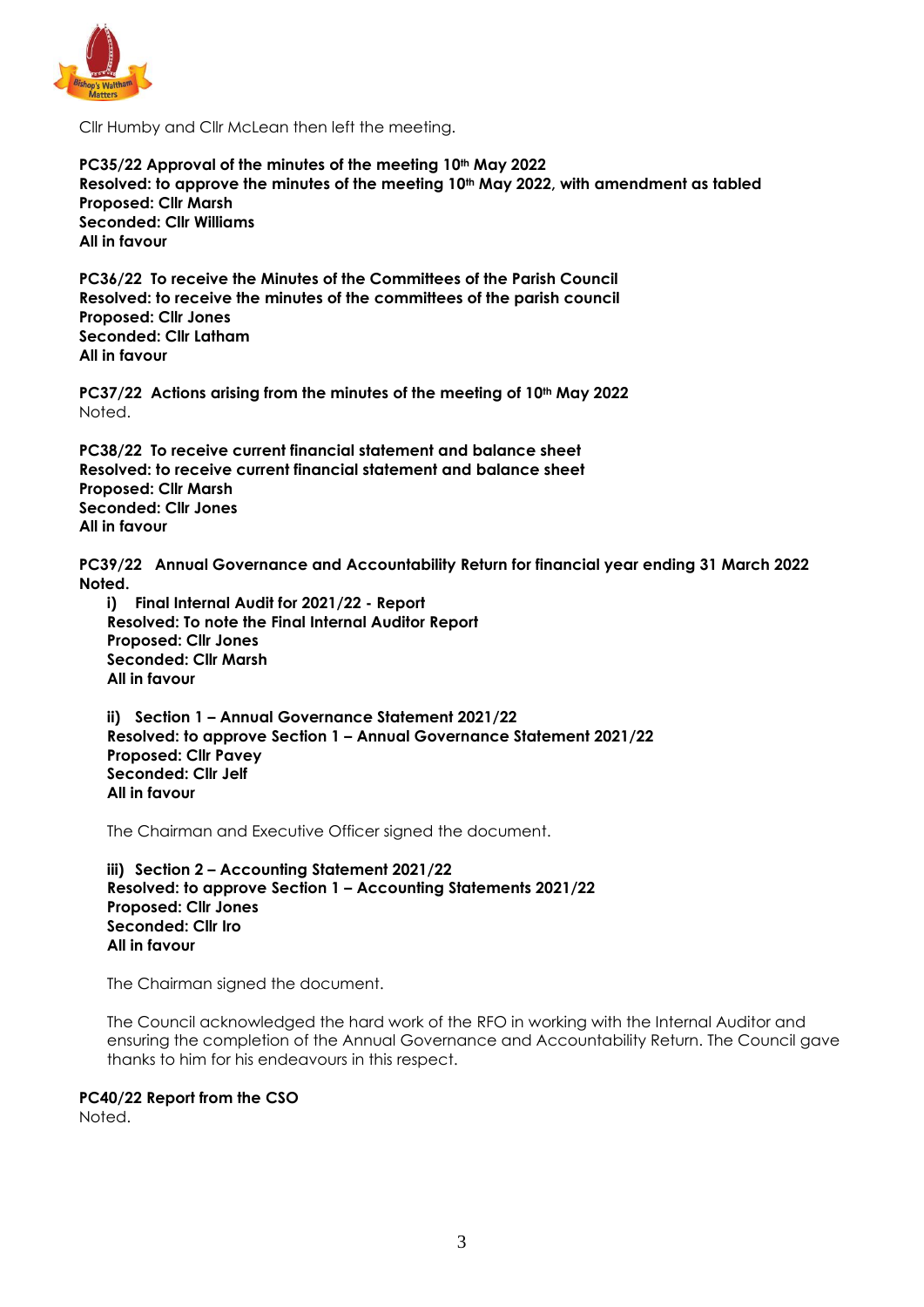Cllr Humby and Cllr McLean then left the meeting.

**PC35/22 Approval of the minutes of the meeting 10th May 2022**
**Resolved: to approve the minutes of the meeting 10th May 2022, with amendment as tabled**
**Proposed: Cllr Marsh**
**Seconded: Cllr Williams**
**All in favour**

**PC36/22 To receive the Minutes of the Committees of the Parish Council**
**Resolved: to receive the minutes of the committees of the parish council**
**Proposed: Cllr Jones**
**Seconded: Cllr Latham**
**All in favour**

**PC37/22 Actions arising from the minutes of the meeting of 10th May 2022**
Noted.

**PC38/22 To receive current financial statement and balance sheet**
**Resolved: to receive current financial statement and balance sheet**
**Proposed: Cllr Marsh**
**Seconded: Cllr Jones**
**All in favour**

**PC39/22 Annual Governance and Accountability Return for financial year ending 31 March 2022**
**Noted.**

**i) Final Internal Audit for 2021/22 - Report**
**Resolved: To note the Final Internal Auditor Report**
**Proposed: Cllr Jones**
**Seconded: Cllr Marsh**
**All in favour**

**ii) Section 1 – Annual Governance Statement 2021/22**
**Resolved: to approve Section 1 – Annual Governance Statement 2021/22**
**Proposed: Cllr Pavey**
**Seconded: Cllr Jelf**
**All in favour**

The Chairman and Executive Officer signed the document.

**iii) Section 2 – Accounting Statement 2021/22**
**Resolved: to approve Section 1 – Accounting Statements 2021/22**
**Proposed: Cllr Jones**
**Seconded: Cllr Iro**
**All in favour**

The Chairman signed the document.

The Council acknowledged the hard work of the RFO in working with the Internal Auditor and ensuring the completion of the Annual Governance and Accountability Return. The Council gave thanks to him for his endeavours in this respect.

**PC40/22 Report from the CSO**
Noted.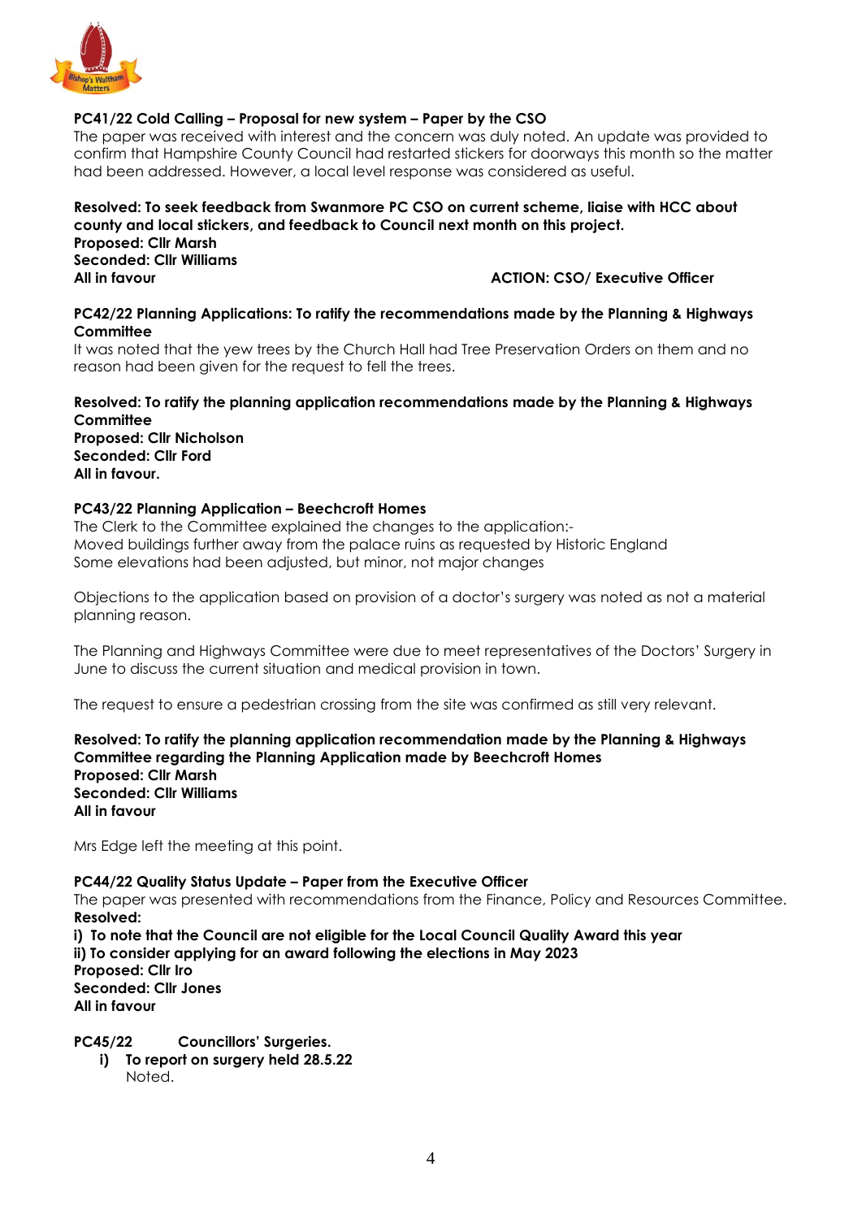**PC41/22 Cold Calling – Proposal for new system – Paper by the CSO**

The paper was received with interest and the concern was duly noted. An update was provided to confirm that Hampshire County Council had restarted stickers for doorways this month so the matter had been addressed. However, a local level response was considered as useful.

**Resolved: To seek feedback from Swanmore PC CSO on current scheme, liaise with HCC about county and local stickers, and feedback to Council next month on this project.**
**Proposed: Cllr Marsh**
**Seconded: Cllr Williams**
**All in favour** **ACTION: CSO/ Executive Officer**

**PC42/22 Planning Applications: To ratify the recommendations made by the Planning & Highways Committee**

It was noted that the yew trees by the Church Hall had Tree Preservation Orders on them and no reason had been given for the request to fell the trees.

**Resolved: To ratify the planning application recommendations made by the Planning & Highways Committee**
**Proposed: Cllr Nicholson**
**Seconded: Cllr Ford**
**All in favour.**

**PC43/22 Planning Application – Beechcroft Homes**

The Clerk to the Committee explained the changes to the application:-
Moved buildings further away from the palace ruins as requested by Historic England
Some elevations had been adjusted, but minor, not major changes

Objections to the application based on provision of a doctor's surgery was noted as not a material planning reason.

The Planning and Highways Committee were due to meet representatives of the Doctors' Surgery in June to discuss the current situation and medical provision in town.

The request to ensure a pedestrian crossing from the site was confirmed as still very relevant.

**Resolved: To ratify the planning application recommendation made by the Planning & Highways Committee regarding the Planning Application made by Beechcroft Homes**
**Proposed: Cllr Marsh**
**Seconded: Cllr Williams**
**All in favour**

Mrs Edge left the meeting at this point.

**PC44/22 Quality Status Update – Paper from the Executive Officer**

The paper was presented with recommendations from the Finance, Policy and Resources Committee.
**Resolved:**
**i) To note that the Council are not eligible for the Local Council Quality Award this year**
**ii) To consider applying for an award following the elections in May 2023**
**Proposed: Cllr Iro**
**Seconded: Cllr Jones**
**All in favour**

**PC45/22 Councillors' Surgeries.**

**i) To report on surgery held 28.5.22**
Noted.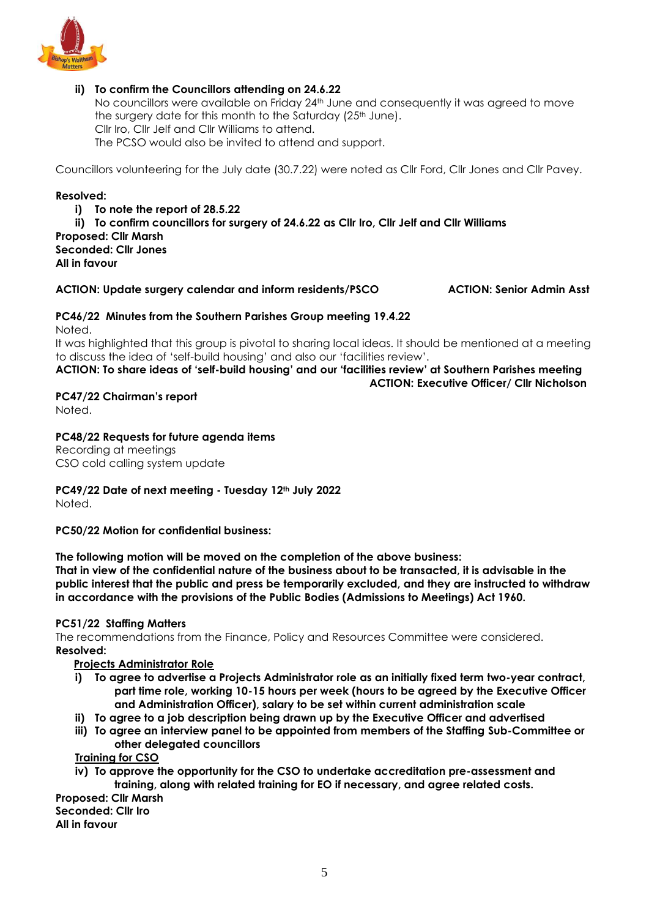**ii) To confirm the Councillors attending on 24.6.22**

No councillors were available on Friday 24th June and consequently it was agreed to move the surgery date for this month to the Saturday (25th June).
Cllr Iro, Cllr Jelf and Cllr Williams to attend.
The PCSO would also be invited to attend and support.

Councillors volunteering for the July date (30.7.22) were noted as Cllr Ford, Cllr Jones and Cllr Pavey.

**Resolved:**

**i) To note the report of 28.5.22**
**ii) To confirm councillors for surgery of 24.6.22 as Cllr Iro, Cllr Jelf and Cllr Williams**

**Proposed: Cllr Marsh**
**Seconded: Cllr Jones**
**All in favour**

**ACTION: Update surgery calendar and inform residents/PSCO** **ACTION: Senior Admin Asst**

**PC46/22 Minutes from the Southern Parishes Group meeting 19.4.22**

Noted.

It was highlighted that this group is pivotal to sharing local ideas. It should be mentioned at a meeting to discuss the idea of 'self-build housing' and also our 'facilities review'.

**ACTION: To share ideas of 'self-build housing' and our 'facilities review' at Southern Parishes meeting**
**ACTION: Executive Officer/ Cllr Nicholson**

**PC47/22 Chairman's report**

Noted.

**PC48/22 Requests for future agenda items**

Recording at meetings
CSO cold calling system update

**PC49/22 Date of next meeting - Tuesday 12th July 2022**

Noted.

**PC50/22 Motion for confidential business:**

**The following motion will be moved on the completion of the above business:**
**That in view of the confidential nature of the business about to be transacted, it is advisable in the public interest that the public and press be temporarily excluded, and they are instructed to withdraw in accordance with the provisions of the Public Bodies (Admissions to Meetings) Act 1960.**

**PC51/22 Staffing Matters**

The recommendations from the Finance, Policy and Resources Committee were considered.

**Resolved:**

**<u>Projects Administrator Role</u>**

**i) To agree to advertise a Projects Administrator role as an initially fixed term two-year contract, part time role, working 10-15 hours per week (hours to be agreed by the Executive Officer and Administration Officer), salary to be set within current administration scale**
**ii) To agree to a job description being drawn up by the Executive Officer and advertised**
**iii) To agree an interview panel to be appointed from members of the Staffing Sub-Committee or other delegated councillors**

**<u>Training for CSO</u>**

**iv) To approve the opportunity for the CSO to undertake accreditation pre-assessment and training, along with related training for EO if necessary, and agree related costs.**

**Proposed: Cllr Marsh**
**Seconded: Cllr Iro**
**All in favour**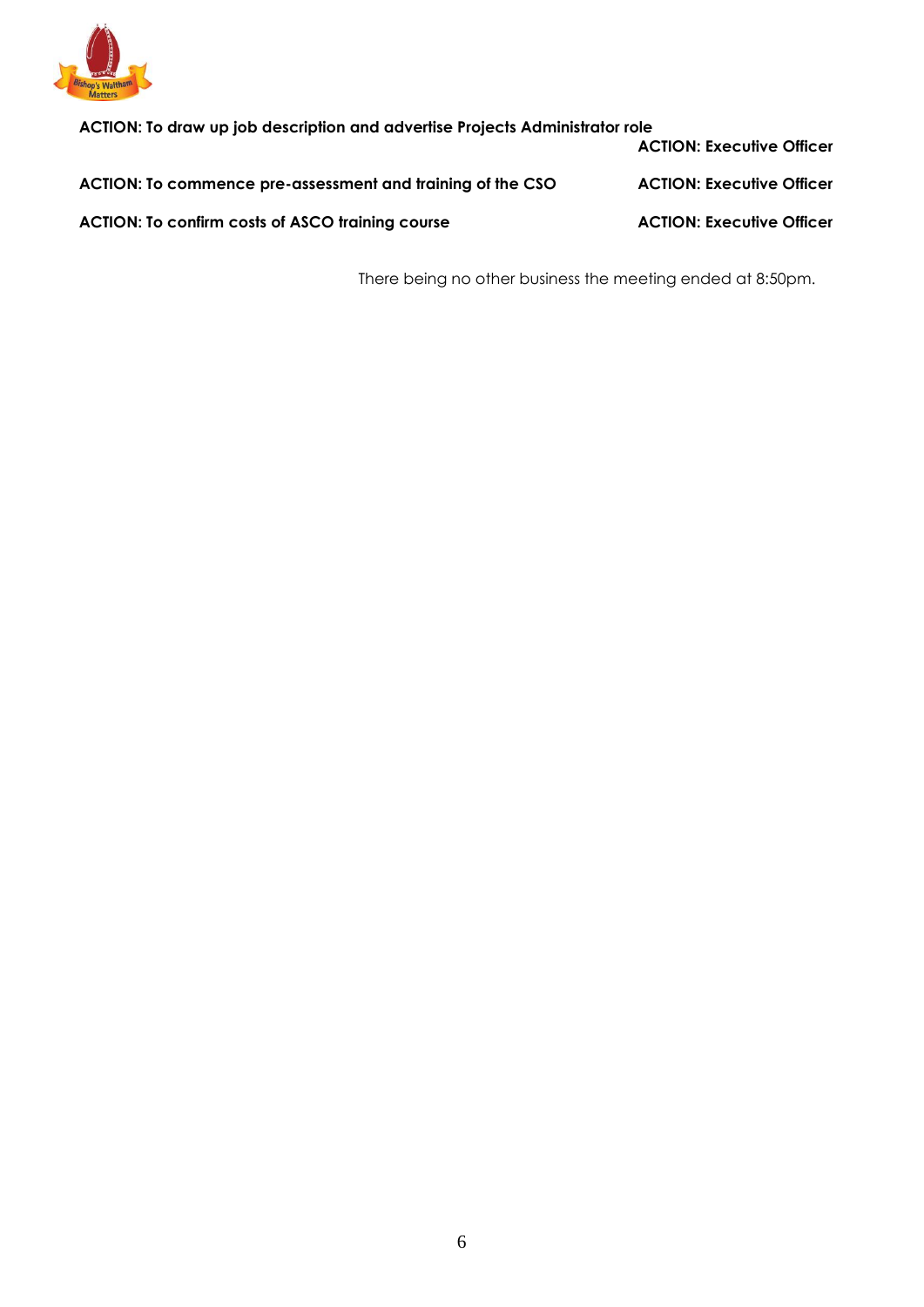**ACTION: To draw up job description and advertise Projects Administrator role**
**ACTION: Executive Officer**

**ACTION: To commence pre-assessment and training of the CSO** **ACTION: Executive Officer**

**ACTION: To confirm costs of ASCO training course** **ACTION: Executive Officer**

There being no other business the meeting ended at 8:50pm.